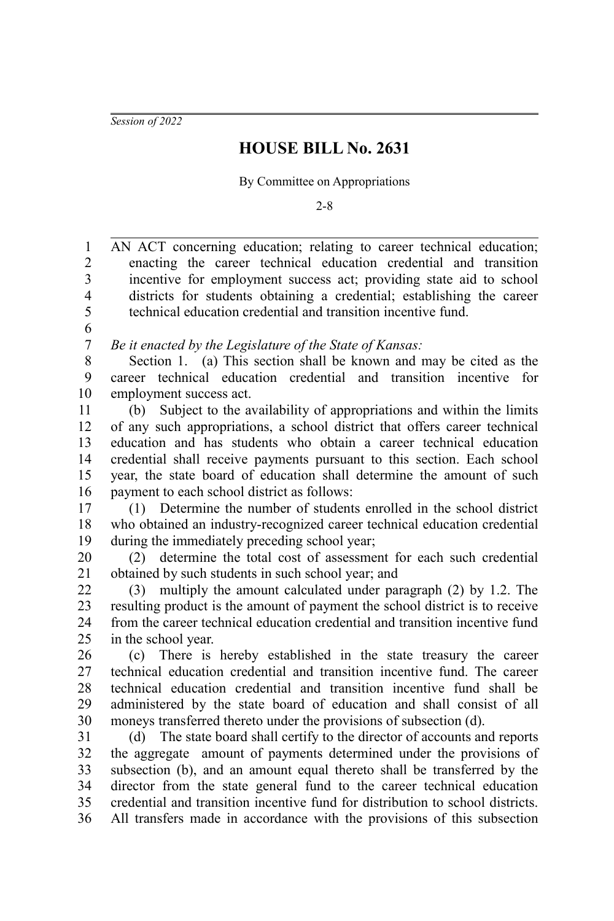*Session of 2022*

# HOUSE BILL No. 2631

By Committee on Appropriations

2-8

AN ACT concerning education; relating to career technical education; enacting the career technical education credential and transition incentive for employment success act; providing state aid to school districts for students obtaining a credential; establishing the career technical education credential and transition incentive fund.

*Be it enacted by the Legislature of the State of Kansas:*

Section 1. (a) This section shall be known and may be cited as the career technical education credential and transition incentive for employment success act.

(b) Subject to the availability of appropriations and within the limits of any such appropriations, a school district that offers career technical education and has students who obtain a career technical education credential shall receive payments pursuant to this section. Each school year, the state board of education shall determine the amount of such payment to each school district as follows:

(1) Determine the number of students enrolled in the school district who obtained an industry-recognized career technical education credential during the immediately preceding school year;

(2) determine the total cost of assessment for each such credential obtained by such students in such school year; and

(3) multiply the amount calculated under paragraph (2) by 1.2. The resulting product is the amount of payment the school district is to receive from the career technical education credential and transition incentive fund in the school year.

(c) There is hereby established in the state treasury the career technical education credential and transition incentive fund. The career technical education credential and transition incentive fund shall be administered by the state board of education and shall consist of all moneys transferred thereto under the provisions of subsection (d).

(d) The state board shall certify to the director of accounts and reports the aggregate amount of payments determined under the provisions of subsection (b), and an amount equal thereto shall be transferred by the director from the state general fund to the career technical education credential and transition incentive fund for distribution to school districts. All transfers made in accordance with the provisions of this subsection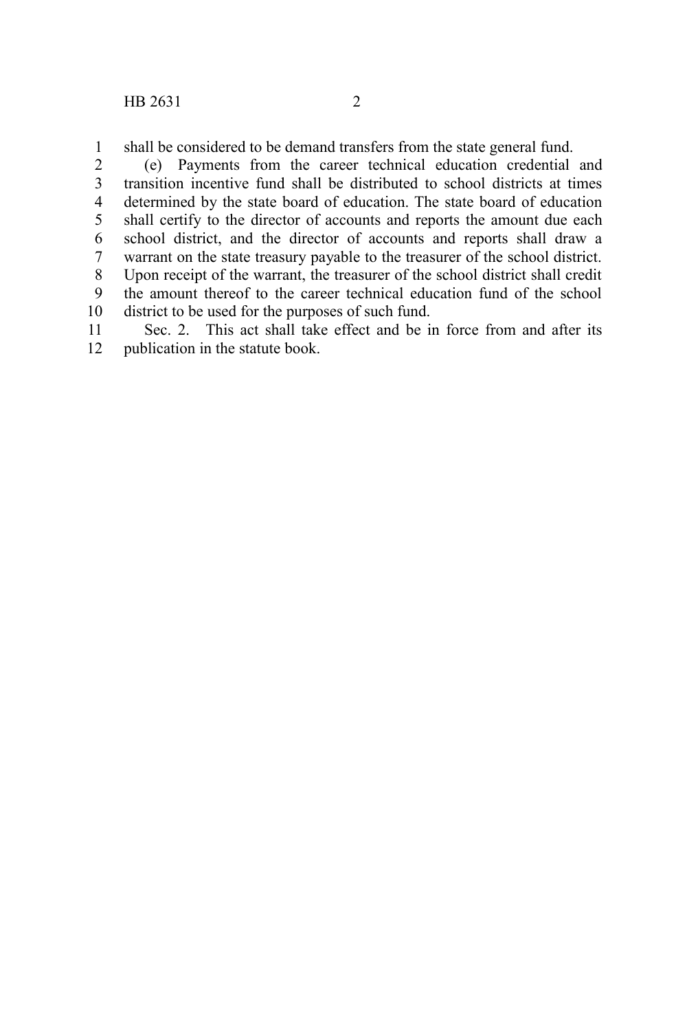shall be considered to be demand transfers from the state general fund.

(e) Payments from the career technical education credential and transition incentive fund shall be distributed to school districts at times determined by the state board of education. The state board of education shall certify to the director of accounts and reports the amount due each school district, and the director of accounts and reports shall draw a warrant on the state treasury payable to the treasurer of the school district. Upon receipt of the warrant, the treasurer of the school district shall credit the amount thereof to the career technical education fund of the school district to be used for the purposes of such fund.

Sec. 2. This act shall take effect and be in force from and after its publication in the statute book.